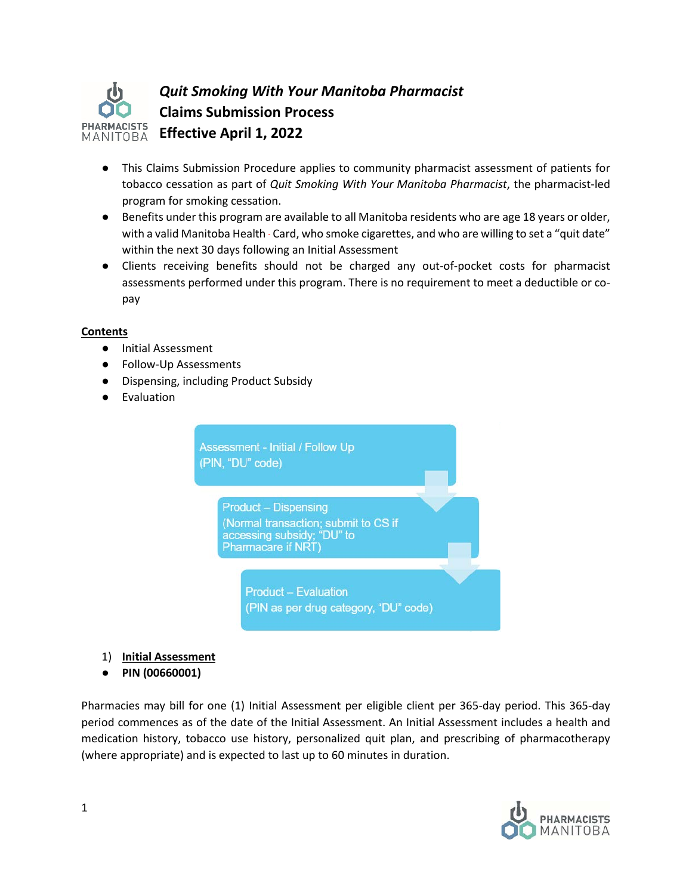# *Quit Smoking With Your Manitoba Pharmacist*

## Claims Submission Process

## Effective April 1, 2022

- This Claims Submission Procedure applies to community pharmacist assessment of patients for tobacco cessation as part of *Quit Smoking With Your Manitoba Pharmacist*, the pharmacist-led program for smoking cessation.
- Benefits under this program are available to all Manitoba residents who are age 18 years or older, with a valid Manitoba Health Card, who smoke cigarettes, and who are willing to set a "quit date" within the next 30 days following an Initial Assessment
- Clients receiving benefits should not be charged any out-of-pocket costs for pharmacist assessments performed under this program. There is no requirement to meet a deductible or co-pay

**Contents**

- Initial Assessment
- Follow-Up Assessments
- Dispensing, including Product Subsidy
- Evaluation

Assessment - Initial / Follow Up
(PIN, "DU" code)

Product – Dispensing
(Normal transaction; submit to CS if accessing subsidy; "DU" to Pharmacare if NRT)

Product – Evaluation
(PIN as per drug category, "DU" code)

1) **Initial Assessment**

- **PIN (00660001)**

Pharmacies may bill for one (1) Initial Assessment per eligible client per 365-day period. This 365-day period commences as of the date of the Initial Assessment. An Initial Assessment includes a health and medication history, tobacco use history, personalized quit plan, and prescribing of pharmacotherapy (where appropriate) and is expected to last up to 60 minutes in duration.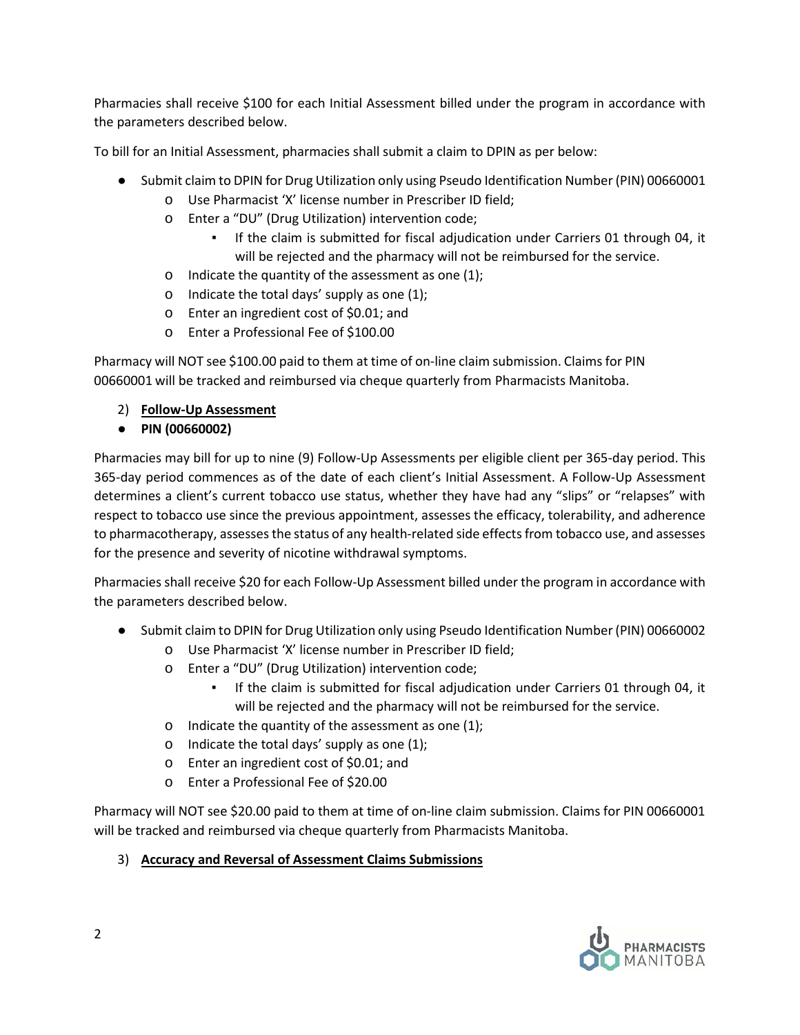Pharmacies shall receive $100 for each Initial Assessment billed under the program in accordance with the parameters described below.

To bill for an Initial Assessment, pharmacies shall submit a claim to DPIN as per below:

- Submit claim to DPIN for Drug Utilization only using Pseudo Identification Number (PIN) 00660001
  - Use Pharmacist 'X' license number in Prescriber ID field;
  - Enter a "DU" (Drug Utilization) intervention code;
    - If the claim is submitted for fiscal adjudication under Carriers 01 through 04, it will be rejected and the pharmacy will not be reimbursed for the service.
  - Indicate the quantity of the assessment as one (1);
  - Indicate the total days' supply as one (1);
  - Enter an ingredient cost of $0.01; and
  - Enter a Professional Fee of $100.00

Pharmacy will NOT see $100.00 paid to them at time of on-line claim submission. Claims for PIN 00660001 will be tracked and reimbursed via cheque quarterly from Pharmacists Manitoba.

2) **Follow-Up Assessment**

- **PIN (00660002)**

Pharmacies may bill for up to nine (9) Follow-Up Assessments per eligible client per 365-day period. This 365-day period commences as of the date of each client's Initial Assessment. A Follow-Up Assessment determines a client's current tobacco use status, whether they have had any "slips" or "relapses" with respect to tobacco use since the previous appointment, assesses the efficacy, tolerability, and adherence to pharmacotherapy, assesses the status of any health-related side effects from tobacco use, and assesses for the presence and severity of nicotine withdrawal symptoms.

Pharmacies shall receive $20 for each Follow-Up Assessment billed under the program in accordance with the parameters described below.

- Submit claim to DPIN for Drug Utilization only using Pseudo Identification Number (PIN) 00660002
  - Use Pharmacist 'X' license number in Prescriber ID field;
  - Enter a "DU" (Drug Utilization) intervention code;
    - If the claim is submitted for fiscal adjudication under Carriers 01 through 04, it will be rejected and the pharmacy will not be reimbursed for the service.
  - Indicate the quantity of the assessment as one (1);
  - Indicate the total days' supply as one (1);
  - Enter an ingredient cost of $0.01; and
  - Enter a Professional Fee of $20.00

Pharmacy will NOT see $20.00 paid to them at time of on-line claim submission. Claims for PIN 00660001 will be tracked and reimbursed via cheque quarterly from Pharmacists Manitoba.

3) **Accuracy and Reversal of Assessment Claims Submissions**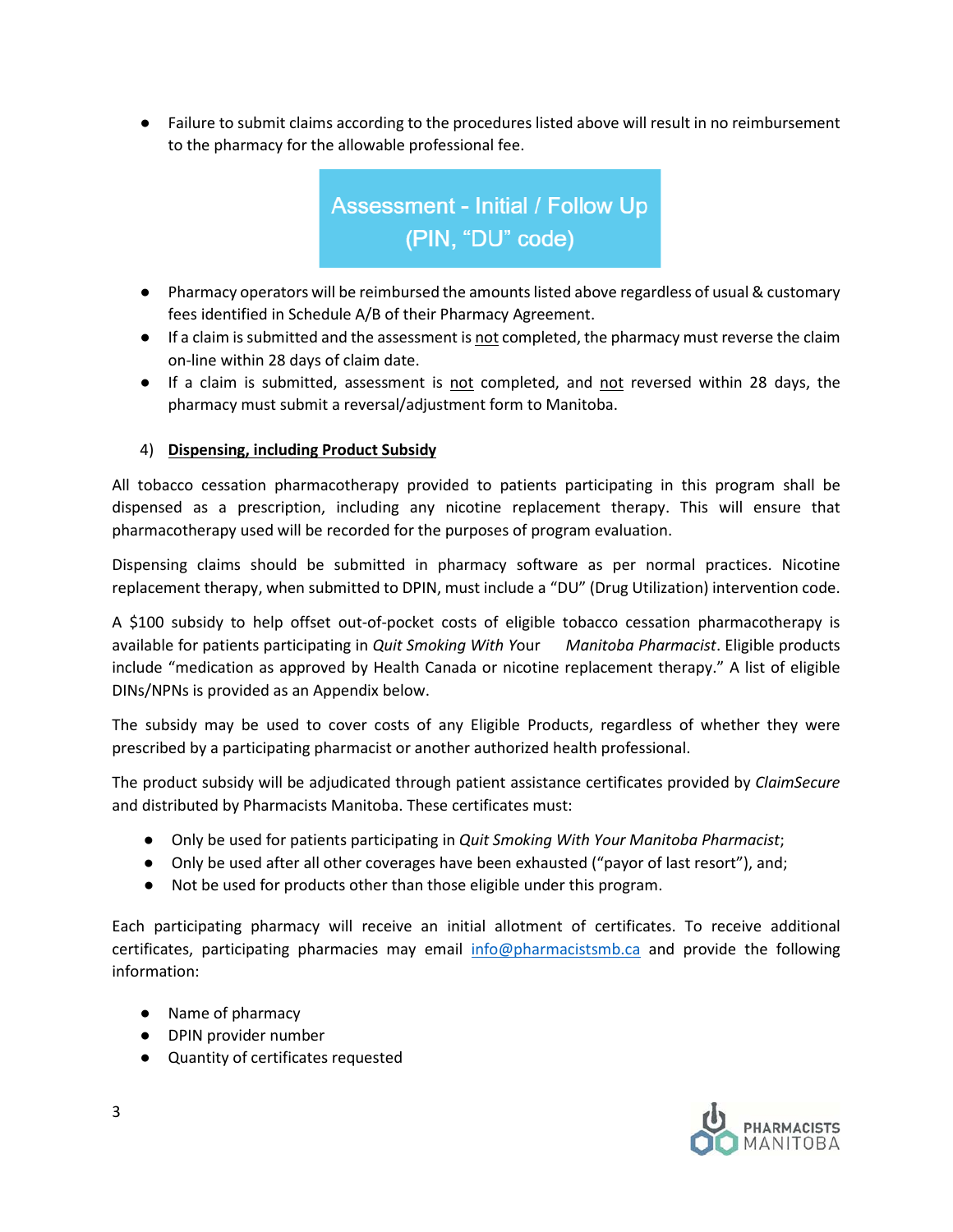- Failure to submit claims according to the procedures listed above will result in no reimbursement to the pharmacy for the allowable professional fee.

**Assessment - Initial / Follow Up (PIN, "DU" code)**

- Pharmacy operators will be reimbursed the amounts listed above regardless of usual & customary fees identified in Schedule A/B of their Pharmacy Agreement.
- If a claim is submitted and the assessment is not completed, the pharmacy must reverse the claim on-line within 28 days of claim date.
- If a claim is submitted, assessment is not completed, and not reversed within 28 days, the pharmacy must submit a reversal/adjustment form to Manitoba.

4) **Dispensing, including Product Subsidy**

All tobacco cessation pharmacotherapy provided to patients participating in this program shall be dispensed as a prescription, including any nicotine replacement therapy. This will ensure that pharmacotherapy used will be recorded for the purposes of program evaluation.

Dispensing claims should be submitted in pharmacy software as per normal practices. Nicotine replacement therapy, when submitted to DPIN, must include a "DU" (Drug Utilization) intervention code.

A $100 subsidy to help offset out-of-pocket costs of eligible tobacco cessation pharmacotherapy is available for patients participating in *Quit Smoking With Your Manitoba Pharmacist*. Eligible products include "medication as approved by Health Canada or nicotine replacement therapy." A list of eligible DINs/NPNs is provided as an Appendix below.

The subsidy may be used to cover costs of any Eligible Products, regardless of whether they were prescribed by a participating pharmacist or another authorized health professional.

The product subsidy will be adjudicated through patient assistance certificates provided by *ClaimSecure* and distributed by Pharmacists Manitoba. These certificates must:

- Only be used for patients participating in *Quit Smoking With Your Manitoba Pharmacist*;
- Only be used after all other coverages have been exhausted ("payor of last resort"), and;
- Not be used for products other than those eligible under this program.

Each participating pharmacy will receive an initial allotment of certificates. To receive additional certificates, participating pharmacies may email info@pharmacistsmb.ca and provide the following information:

- Name of pharmacy
- DPIN provider number
- Quantity of certificates requested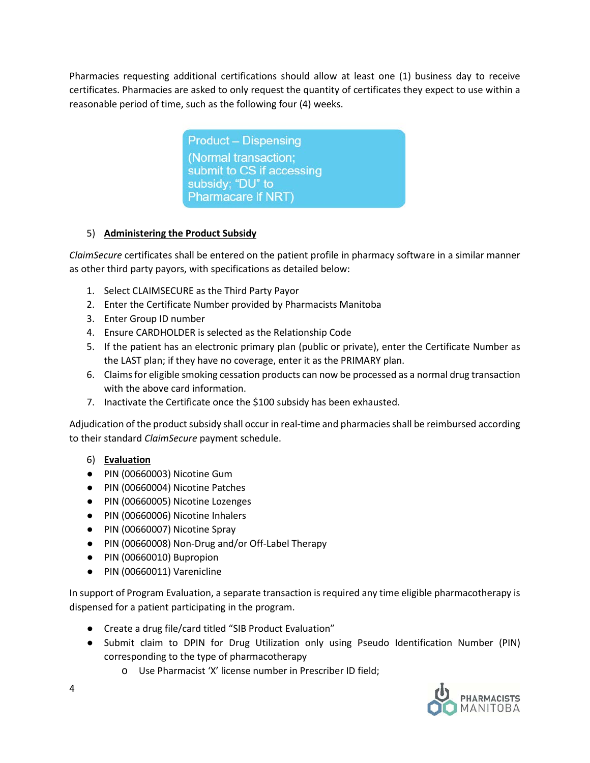Pharmacies requesting additional certifications should allow at least one (1) business day to receive certificates. Pharmacies are asked to only request the quantity of certificates they expect to use within a reasonable period of time, such as the following four (4) weeks.

Product – Dispensing
(Normal transaction; submit to CS if accessing subsidy; "DU" to Pharmacare if NRT)

5) **Administering the Product Subsidy**

*ClaimSecure* certificates shall be entered on the patient profile in pharmacy software in a similar manner as other third party payors, with specifications as detailed below:

1. Select CLAIMSECURE as the Third Party Payor
2. Enter the Certificate Number provided by Pharmacists Manitoba
3. Enter Group ID number
4. Ensure CARDHOLDER is selected as the Relationship Code
5. If the patient has an electronic primary plan (public or private), enter the Certificate Number as the LAST plan; if they have no coverage, enter it as the PRIMARY plan.
6. Claims for eligible smoking cessation products can now be processed as a normal drug transaction with the above card information.
7. Inactivate the Certificate once the $100 subsidy has been exhausted.

Adjudication of the product subsidy shall occur in real-time and pharmacies shall be reimbursed according to their standard *ClaimSecure* payment schedule.

6) **Evaluation**

- PIN (00660003) Nicotine Gum
- PIN (00660004) Nicotine Patches
- PIN (00660005) Nicotine Lozenges
- PIN (00660006) Nicotine Inhalers
- PIN (00660007) Nicotine Spray
- PIN (00660008) Non-Drug and/or Off-Label Therapy
- PIN (00660010) Bupropion
- PIN (00660011) Varenicline

In support of Program Evaluation, a separate transaction is required any time eligible pharmacotherapy is dispensed for a patient participating in the program.

- Create a drug file/card titled "SIB Product Evaluation"
- Submit claim to DPIN for Drug Utilization only using Pseudo Identification Number (PIN) corresponding to the type of pharmacotherapy
  - Use Pharmacist 'X' license number in Prescriber ID field;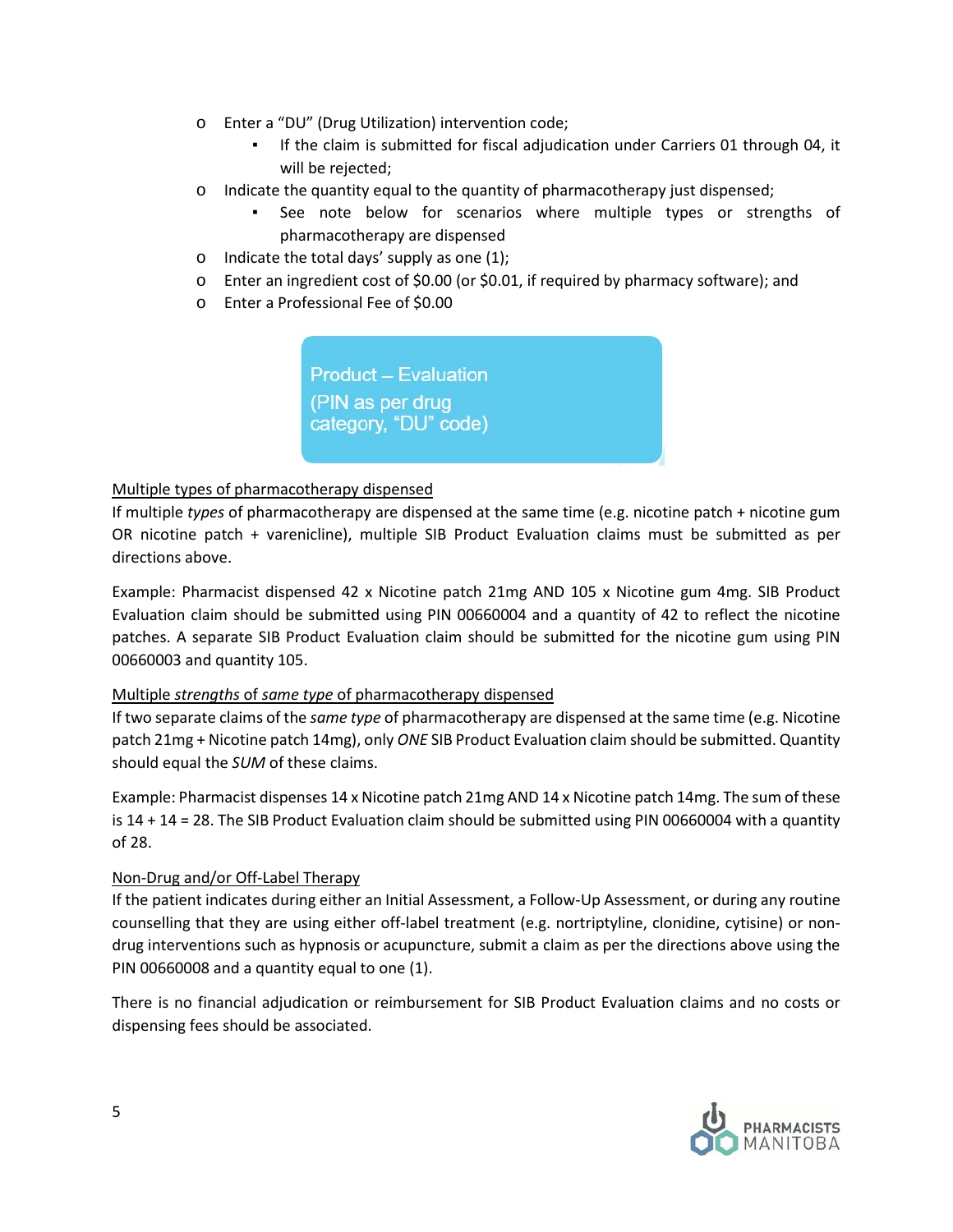- Enter a "DU" (Drug Utilization) intervention code;
  - If the claim is submitted for fiscal adjudication under Carriers 01 through 04, it will be rejected;
- Indicate the quantity equal to the quantity of pharmacotherapy just dispensed;
  - See note below for scenarios where multiple types or strengths of pharmacotherapy are dispensed
- Indicate the total days' supply as one (1);
- Enter an ingredient cost of $0.00 (or $0.01, if required by pharmacy software); and
- Enter a Professional Fee of $0.00

> Product – Evaluation
> (PIN as per drug category, "DU" code)

Multiple types of pharmacotherapy dispensed

If multiple *types* of pharmacotherapy are dispensed at the same time (e.g. nicotine patch + nicotine gum OR nicotine patch + varenicline), multiple SIB Product Evaluation claims must be submitted as per directions above.

Example: Pharmacist dispensed 42 x Nicotine patch 21mg AND 105 x Nicotine gum 4mg. SIB Product Evaluation claim should be submitted using PIN 00660004 and a quantity of 42 to reflect the nicotine patches. A separate SIB Product Evaluation claim should be submitted for the nicotine gum using PIN 00660003 and quantity 105.

Multiple *strengths* of *same type* of pharmacotherapy dispensed

If two separate claims of the *same type* of pharmacotherapy are dispensed at the same time (e.g. Nicotine patch 21mg + Nicotine patch 14mg), only *ONE* SIB Product Evaluation claim should be submitted. Quantity should equal the *SUM* of these claims.

Example: Pharmacist dispenses 14 x Nicotine patch 21mg AND 14 x Nicotine patch 14mg. The sum of these is 14 + 14 = 28. The SIB Product Evaluation claim should be submitted using PIN 00660004 with a quantity of 28.

Non-Drug and/or Off-Label Therapy

If the patient indicates during either an Initial Assessment, a Follow-Up Assessment, or during any routine counselling that they are using either off-label treatment (e.g. nortriptyline, clonidine, cytisine) or non-drug interventions such as hypnosis or acupuncture, submit a claim as per the directions above using the PIN 00660008 and a quantity equal to one (1).

There is no financial adjudication or reimbursement for SIB Product Evaluation claims and no costs or dispensing fees should be associated.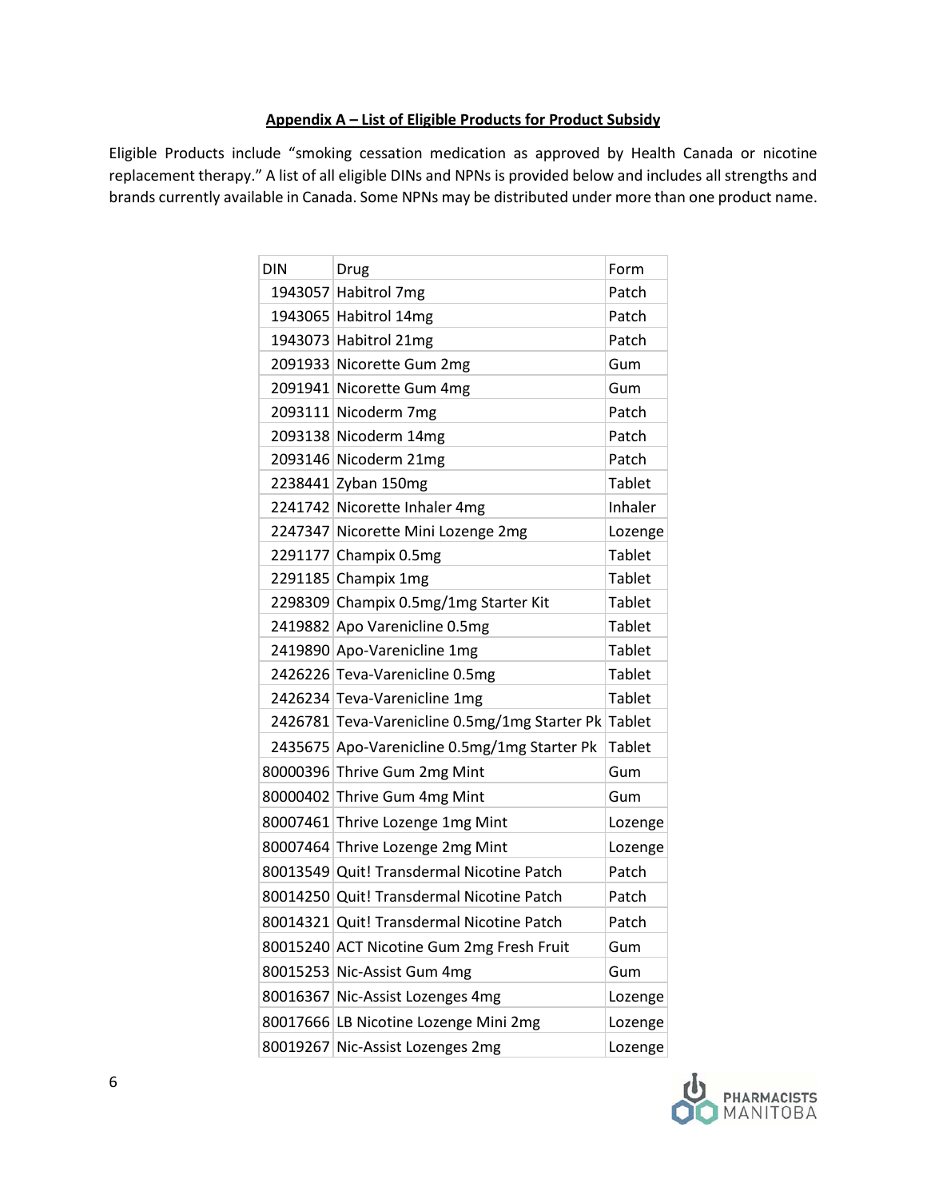**Appendix A – List of Eligible Products for Product Subsidy**

Eligible Products include "smoking cessation medication as approved by Health Canada or nicotine replacement therapy." A list of all eligible DINs and NPNs is provided below and includes all strengths and brands currently available in Canada. Some NPNs may be distributed under more than one product name.

| DIN | Drug | Form |
|---|---|---|
| 1943057 | Habitrol 7mg | Patch |
| 1943065 | Habitrol 14mg | Patch |
| 1943073 | Habitrol 21mg | Patch |
| 2091933 | Nicorette Gum 2mg | Gum |
| 2091941 | Nicorette Gum 4mg | Gum |
| 2093111 | Nicoderm 7mg | Patch |
| 2093138 | Nicoderm 14mg | Patch |
| 2093146 | Nicoderm 21mg | Patch |
| 2238441 | Zyban 150mg | Tablet |
| 2241742 | Nicorette Inhaler 4mg | Inhaler |
| 2247347 | Nicorette Mini Lozenge 2mg | Lozenge |
| 2291177 | Champix 0.5mg | Tablet |
| 2291185 | Champix 1mg | Tablet |
| 2298309 | Champix 0.5mg/1mg Starter Kit | Tablet |
| 2419882 | Apo Varenicline 0.5mg | Tablet |
| 2419890 | Apo-Varenicline 1mg | Tablet |
| 2426226 | Teva-Varenicline 0.5mg | Tablet |
| 2426234 | Teva-Varenicline 1mg | Tablet |
| 2426781 | Teva-Varenicline 0.5mg/1mg Starter Pk | Tablet |
| 2435675 | Apo-Varenicline 0.5mg/1mg Starter Pk | Tablet |
| 80000396 | Thrive Gum 2mg Mint | Gum |
| 80000402 | Thrive Gum 4mg Mint | Gum |
| 80007461 | Thrive Lozenge 1mg Mint | Lozenge |
| 80007464 | Thrive Lozenge 2mg Mint | Lozenge |
| 80013549 | Quit! Transdermal Nicotine Patch | Patch |
| 80014250 | Quit! Transdermal Nicotine Patch | Patch |
| 80014321 | Quit! Transdermal Nicotine Patch | Patch |
| 80015240 | ACT Nicotine Gum 2mg Fresh Fruit | Gum |
| 80015253 | Nic-Assist Gum 4mg | Gum |
| 80016367 | Nic-Assist Lozenges 4mg | Lozenge |
| 80017666 | LB Nicotine Lozenge Mini 2mg | Lozenge |
| 80019267 | Nic-Assist Lozenges 2mg | Lozenge |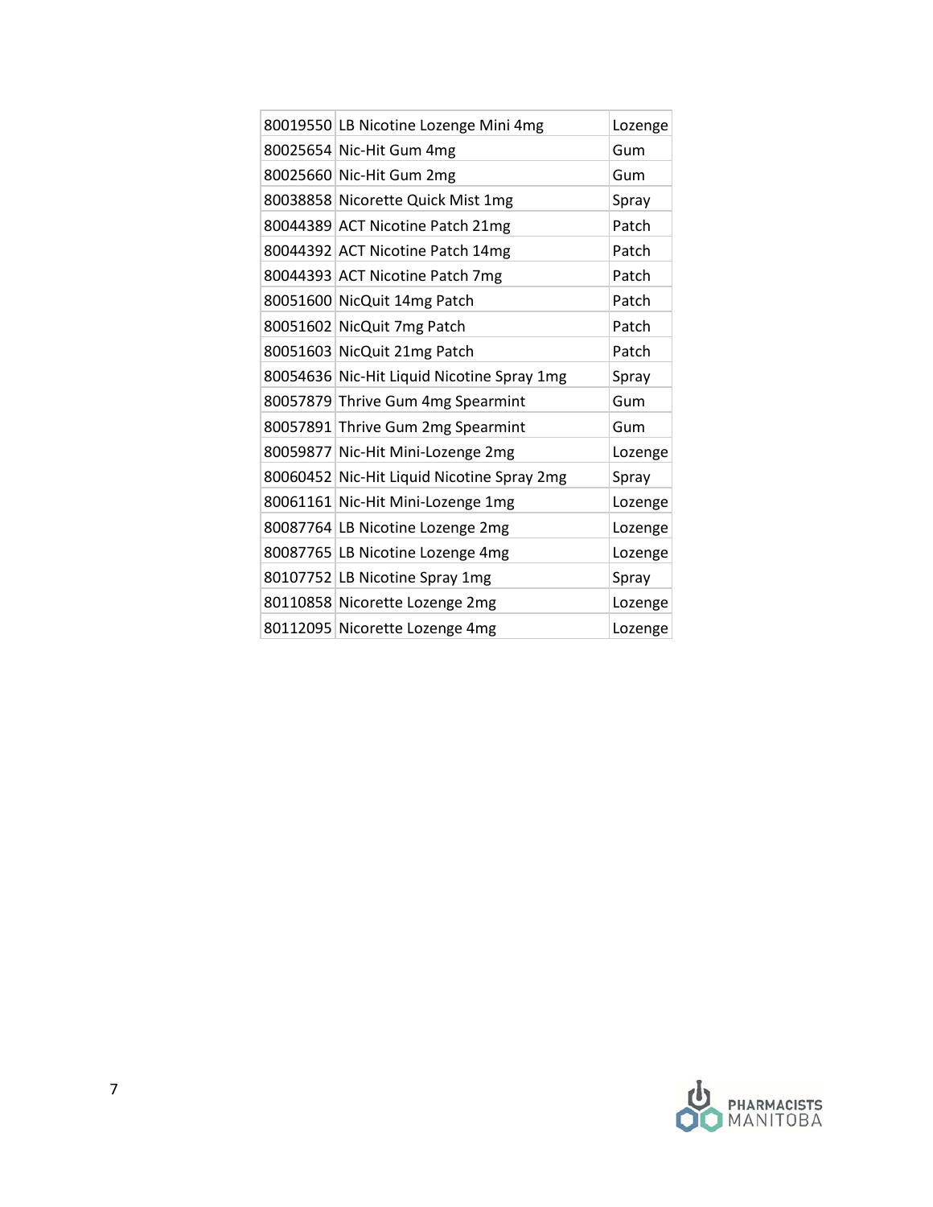| | | |
|---|---|---|
| 80019550 | LB Nicotine Lozenge Mini 4mg | Lozenge |
| 80025654 | Nic-Hit Gum 4mg | Gum |
| 80025660 | Nic-Hit Gum 2mg | Gum |
| 80038858 | Nicorette Quick Mist 1mg | Spray |
| 80044389 | ACT Nicotine Patch 21mg | Patch |
| 80044392 | ACT Nicotine Patch 14mg | Patch |
| 80044393 | ACT Nicotine Patch 7mg | Patch |
| 80051600 | NicQuit 14mg Patch | Patch |
| 80051602 | NicQuit 7mg Patch | Patch |
| 80051603 | NicQuit 21mg Patch | Patch |
| 80054636 | Nic-Hit Liquid Nicotine Spray 1mg | Spray |
| 80057879 | Thrive Gum 4mg Spearmint | Gum |
| 80057891 | Thrive Gum 2mg Spearmint | Gum |
| 80059877 | Nic-Hit Mini-Lozenge 2mg | Lozenge |
| 80060452 | Nic-Hit Liquid Nicotine Spray 2mg | Spray |
| 80061161 | Nic-Hit Mini-Lozenge 1mg | Lozenge |
| 80087764 | LB Nicotine Lozenge 2mg | Lozenge |
| 80087765 | LB Nicotine Lozenge 4mg | Lozenge |
| 80107752 | LB Nicotine Spray 1mg | Spray |
| 80110858 | Nicorette Lozenge 2mg | Lozenge |
| 80112095 | Nicorette Lozenge 4mg | Lozenge |